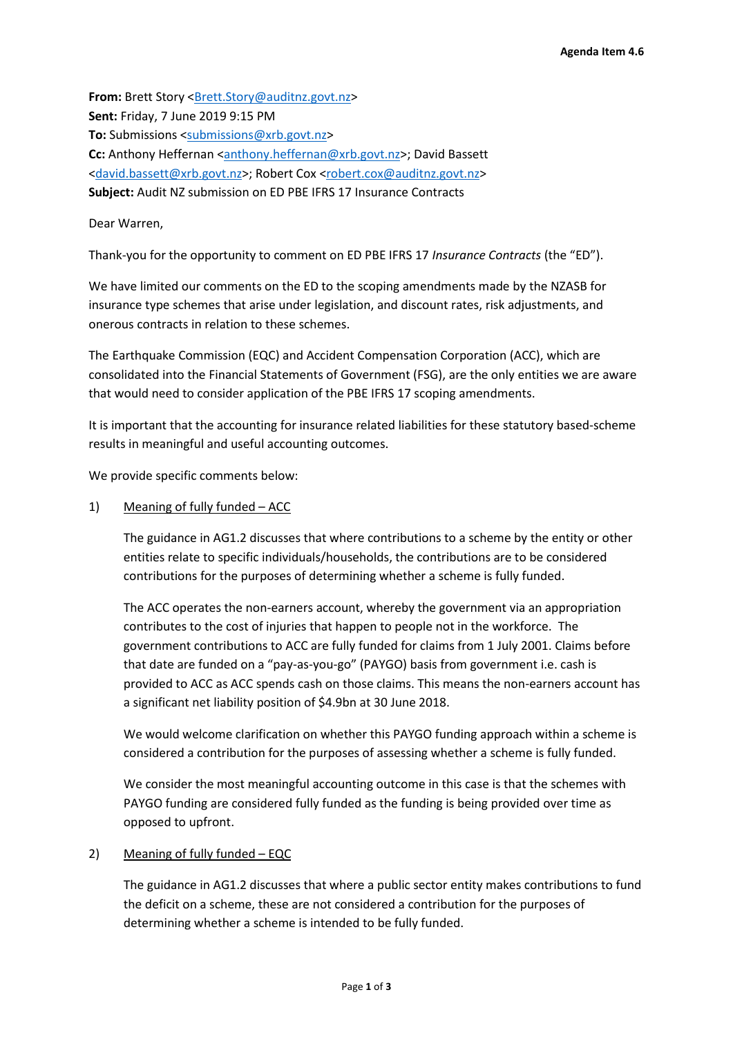Agenda Item 4.6

**From:** Brett Story <Brett.Story@auditnz.govt.nz>
**Sent:** Friday, 7 June 2019 9:15 PM
**To:** Submissions <submissions@xrb.govt.nz>
**Cc:** Anthony Heffernan <anthony.heffernan@xrb.govt.nz>; David Bassett <david.bassett@xrb.govt.nz>; Robert Cox <robert.cox@auditnz.govt.nz>
**Subject:** Audit NZ submission on ED PBE IFRS 17 Insurance Contracts

Dear Warren,

Thank-you for the opportunity to comment on ED PBE IFRS 17 *Insurance Contracts* (the "ED").

We have limited our comments on the ED to the scoping amendments made by the NZASB for insurance type schemes that arise under legislation, and discount rates, risk adjustments, and onerous contracts in relation to these schemes.

The Earthquake Commission (EQC) and Accident Compensation Corporation (ACC), which are consolidated into the Financial Statements of Government (FSG), are the only entities we are aware that would need to consider application of the PBE IFRS 17 scoping amendments.

It is important that the accounting for insurance related liabilities for these statutory based-scheme results in meaningful and useful accounting outcomes.

We provide specific comments below:

1) Meaning of fully funded – ACC

   The guidance in AG1.2 discusses that where contributions to a scheme by the entity or other entities relate to specific individuals/households, the contributions are to be considered contributions for the purposes of determining whether a scheme is fully funded.

   The ACC operates the non-earners account, whereby the government via an appropriation contributes to the cost of injuries that happen to people not in the workforce. The government contributions to ACC are fully funded for claims from 1 July 2001. Claims before that date are funded on a "pay-as-you-go" (PAYGO) basis from government i.e. cash is provided to ACC as ACC spends cash on those claims. This means the non-earners account has a significant net liability position of $4.9bn at 30 June 2018.

   We would welcome clarification on whether this PAYGO funding approach within a scheme is considered a contribution for the purposes of assessing whether a scheme is fully funded.

   We consider the most meaningful accounting outcome in this case is that the schemes with PAYGO funding are considered fully funded as the funding is being provided over time as opposed to upfront.

2) Meaning of fully funded – EQC

   The guidance in AG1.2 discusses that where a public sector entity makes contributions to fund the deficit on a scheme, these are not considered a contribution for the purposes of determining whether a scheme is intended to be fully funded.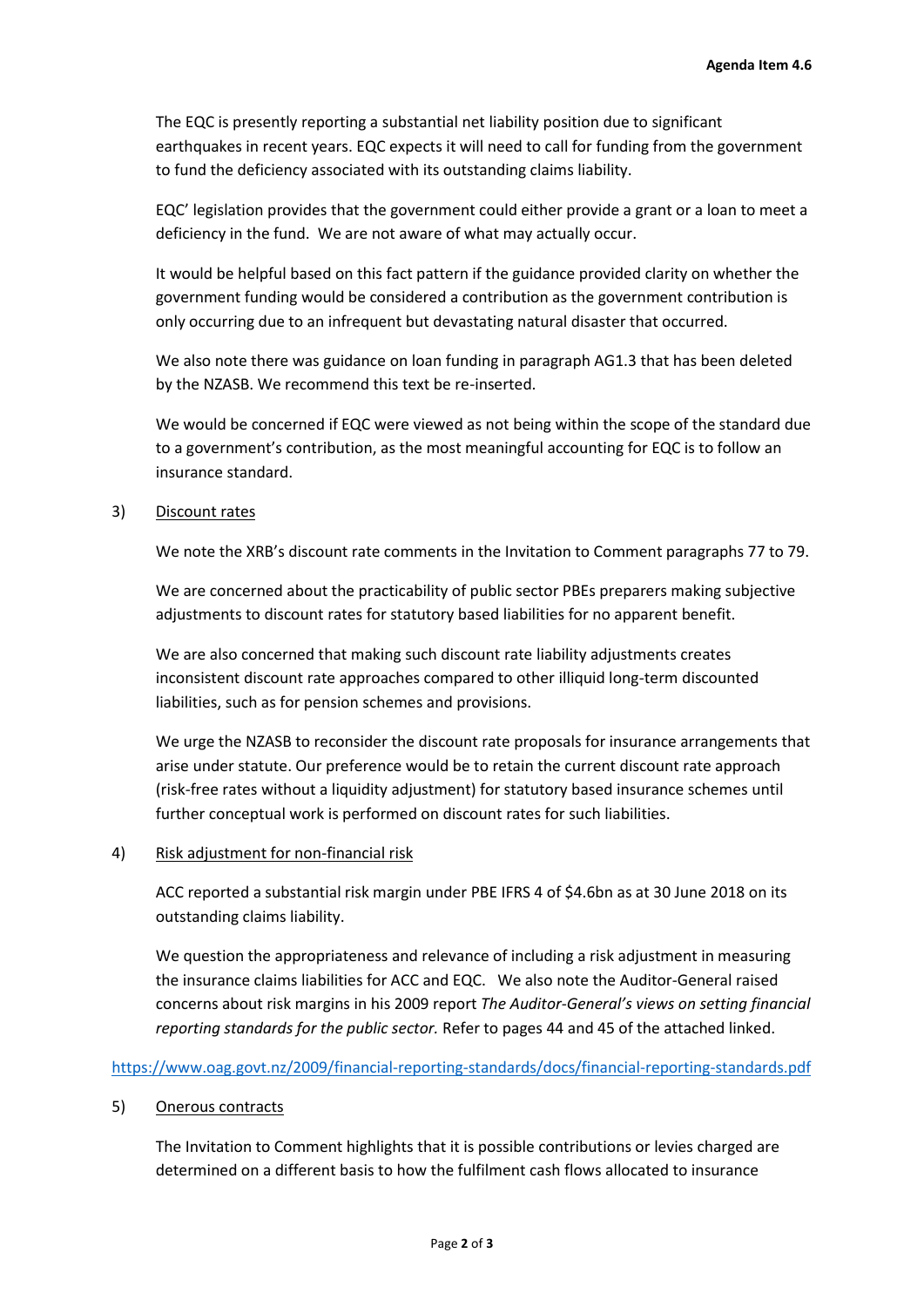The EQC is presently reporting a substantial net liability position due to significant earthquakes in recent years. EQC expects it will need to call for funding from the government to fund the deficiency associated with its outstanding claims liability.

EQC' legislation provides that the government could either provide a grant or a loan to meet a deficiency in the fund. We are not aware of what may actually occur.

It would be helpful based on this fact pattern if the guidance provided clarity on whether the government funding would be considered a contribution as the government contribution is only occurring due to an infrequent but devastating natural disaster that occurred.

We also note there was guidance on loan funding in paragraph AG1.3 that has been deleted by the NZASB. We recommend this text be re-inserted.

We would be concerned if EQC were viewed as not being within the scope of the standard due to a government's contribution, as the most meaningful accounting for EQC is to follow an insurance standard.

3) Discount rates

We note the XRB's discount rate comments in the Invitation to Comment paragraphs 77 to 79.

We are concerned about the practicability of public sector PBEs preparers making subjective adjustments to discount rates for statutory based liabilities for no apparent benefit.

We are also concerned that making such discount rate liability adjustments creates inconsistent discount rate approaches compared to other illiquid long-term discounted liabilities, such as for pension schemes and provisions.

We urge the NZASB to reconsider the discount rate proposals for insurance arrangements that arise under statute. Our preference would be to retain the current discount rate approach (risk-free rates without a liquidity adjustment) for statutory based insurance schemes until further conceptual work is performed on discount rates for such liabilities.

4) Risk adjustment for non-financial risk

ACC reported a substantial risk margin under PBE IFRS 4 of $4.6bn as at 30 June 2018 on its outstanding claims liability.

We question the appropriateness and relevance of including a risk adjustment in measuring the insurance claims liabilities for ACC and EQC. We also note the Auditor-General raised concerns about risk margins in his 2009 report *The Auditor-General's views on setting financial reporting standards for the public sector.* Refer to pages 44 and 45 of the attached linked.

https://www.oag.govt.nz/2009/financial-reporting-standards/docs/financial-reporting-standards.pdf

5) Onerous contracts

The Invitation to Comment highlights that it is possible contributions or levies charged are determined on a different basis to how the fulfilment cash flows allocated to insurance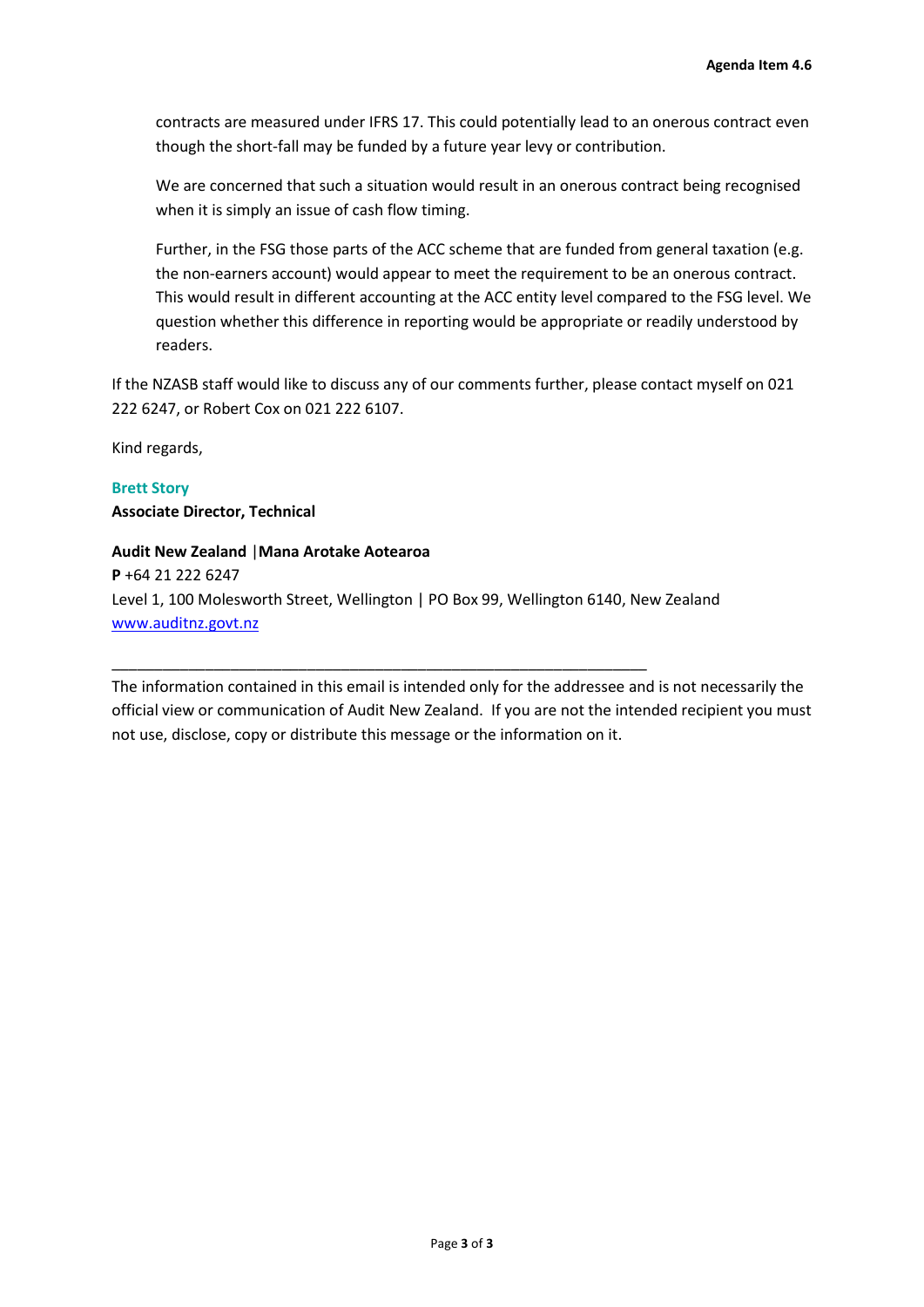contracts are measured under IFRS 17. This could potentially lead to an onerous contract even though the short-fall may be funded by a future year levy or contribution.

We are concerned that such a situation would result in an onerous contract being recognised when it is simply an issue of cash flow timing.

Further, in the FSG those parts of the ACC scheme that are funded from general taxation (e.g. the non-earners account) would appear to meet the requirement to be an onerous contract. This would result in different accounting at the ACC entity level compared to the FSG level. We question whether this difference in reporting would be appropriate or readily understood by readers.

If the NZASB staff would like to discuss any of our comments further, please contact myself on 021 222 6247, or Robert Cox on 021 222 6107.

Kind regards,

**Brett Story**
**Associate Director, Technical**

**Audit New Zealand** |**Mana Arotake Aotearoa**
**P** +64 21 222 6247
Level 1, 100 Molesworth Street, Wellington | PO Box 99, Wellington 6140, New Zealand
[www.auditnz.govt.nz](http://www.auditnz.govt.nz)

---

The information contained in this email is intended only for the addressee and is not necessarily the official view or communication of Audit New Zealand. If you are not the intended recipient you must not use, disclose, copy or distribute this message or the information on it.